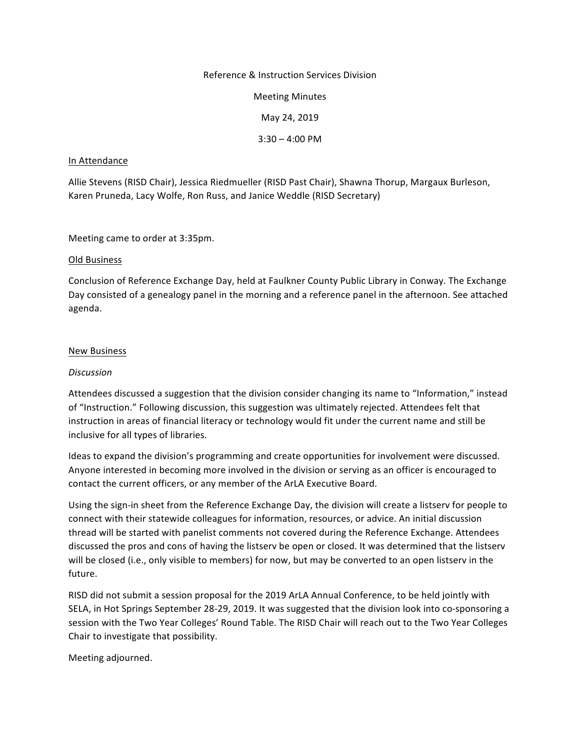Reference & Instruction Services Division

Meeting Minutes

May 24, 2019

3:30 – 4:00 PM

## In Attendance

Allie Stevens (RISD Chair), Jessica Riedmueller (RISD Past Chair), Shawna Thorup, Margaux Burleson, Karen Pruneda, Lacy Wolfe, Ron Russ, and Janice Weddle (RISD Secretary)

Meeting came to order at 3:35pm.

## Old Business

Conclusion of Reference Exchange Day, held at Faulkner County Public Library in Conway. The Exchange Day consisted of a genealogy panel in the morning and a reference panel in the afternoon. See attached agenda.

## New Business

### *Discussion*

Attendees discussed a suggestion that the division consider changing its name to "Information," instead of "Instruction." Following discussion, this suggestion was ultimately rejected. Attendees felt that instruction in areas of financial literacy or technology would fit under the current name and still be inclusive for all types of libraries.

Ideas to expand the division's programming and create opportunities for involvement were discussed. Anyone interested in becoming more involved in the division or serving as an officer is encouraged to contact the current officers, or any member of the ArLA Executive Board.

Using the sign-in sheet from the Reference Exchange Day, the division will create a listserv for people to connect with their statewide colleagues for information, resources, or advice. An initial discussion thread will be started with panelist comments not covered during the Reference Exchange. Attendees discussed the pros and cons of having the listserv be open or closed. It was determined that the listserv will be closed (i.e., only visible to members) for now, but may be converted to an open listserv in the future.

RISD did not submit a session proposal for the 2019 ArLA Annual Conference, to be held jointly with SELA, in Hot Springs September 28-29, 2019. It was suggested that the division look into co-sponsoring a session with the Two Year Colleges' Round Table. The RISD Chair will reach out to the Two Year Colleges Chair to investigate that possibility.

Meeting adjourned.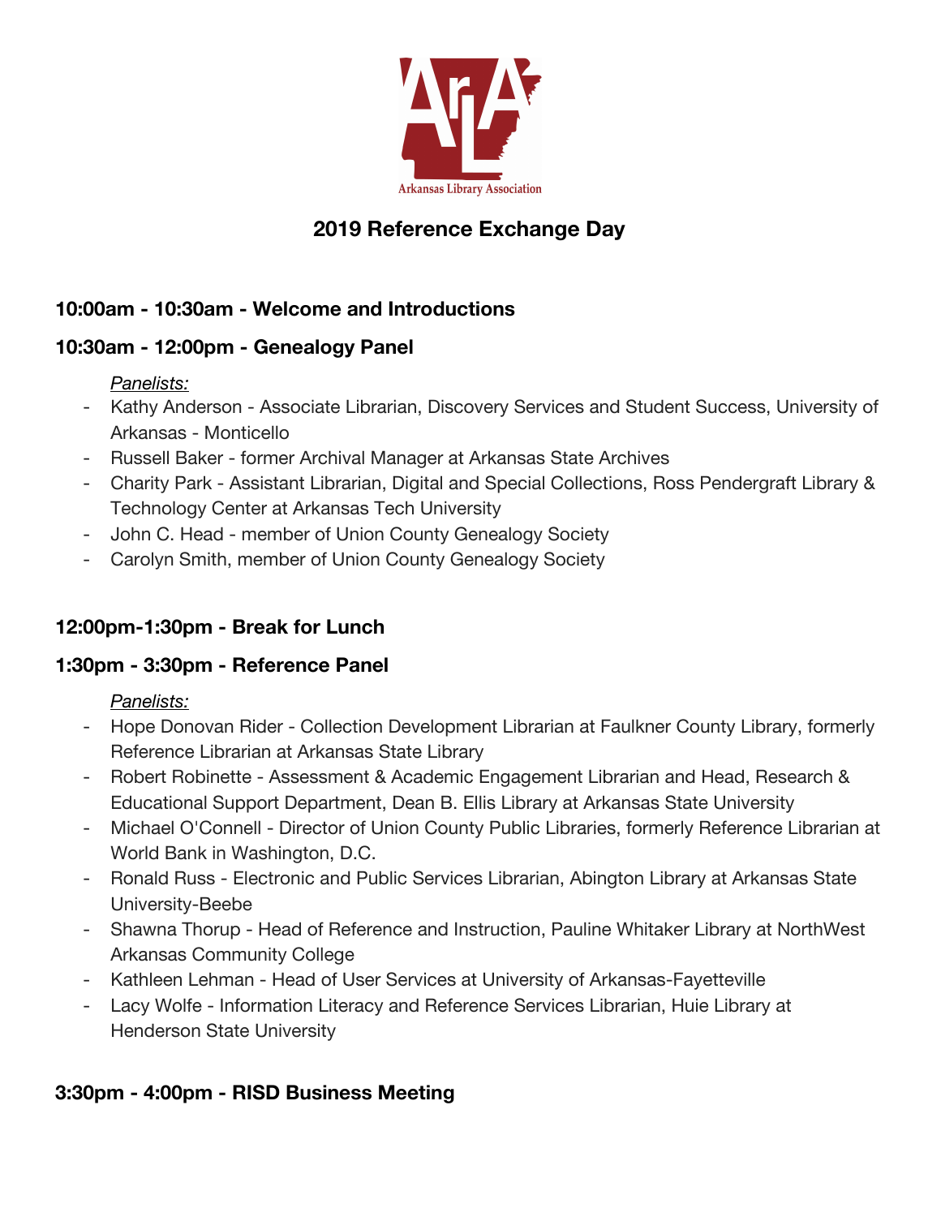Arkansas Library Association

# 2019 Reference Exchange Day

### 10:00am - 10:30am - Welcome and Introductions

### 10:30am - 12:00pm - Genealogy Panel

*Panelists:*

- Kathy Anderson - Associate Librarian, Discovery Services and Student Success, University of Arkansas - Monticello
- Russell Baker - former Archival Manager at Arkansas State Archives
- Charity Park - Assistant Librarian, Digital and Special Collections, Ross Pendergraft Library & Technology Center at Arkansas Tech University
- John C. Head - member of Union County Genealogy Society
- Carolyn Smith, member of Union County Genealogy Society

### 12:00pm-1:30pm - Break for Lunch

### 1:30pm - 3:30pm - Reference Panel

*Panelists:*

- Hope Donovan Rider - Collection Development Librarian at Faulkner County Library, formerly Reference Librarian at Arkansas State Library
- Robert Robinette - Assessment & Academic Engagement Librarian and Head, Research & Educational Support Department, Dean B. Ellis Library at Arkansas State University
- Michael O'Connell - Director of Union County Public Libraries, formerly Reference Librarian at World Bank in Washington, D.C.
- Ronald Russ - Electronic and Public Services Librarian, Abington Library at Arkansas State University-Beebe
- Shawna Thorup - Head of Reference and Instruction, Pauline Whitaker Library at NorthWest Arkansas Community College
- Kathleen Lehman - Head of User Services at University of Arkansas-Fayetteville
- Lacy Wolfe - Information Literacy and Reference Services Librarian, Huie Library at Henderson State University

### 3:30pm - 4:00pm - RISD Business Meeting